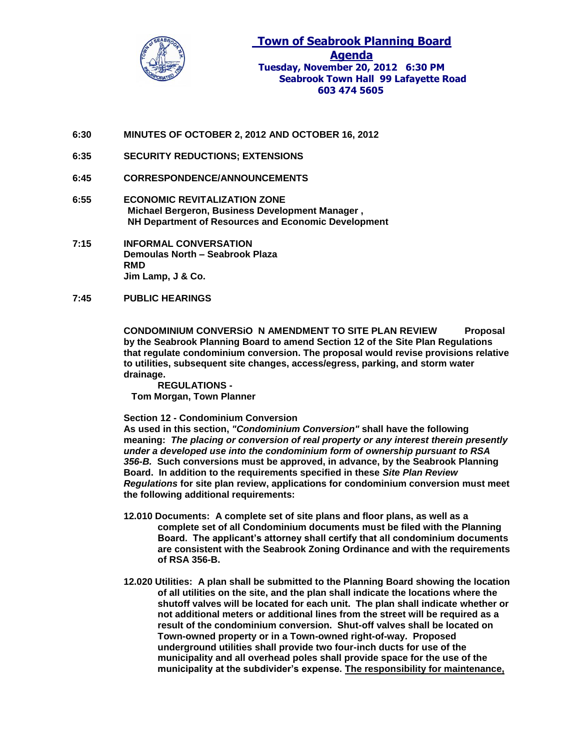# Town of Seabrook Planning Board

## Agenda

**Tuesday, November 20, 2012 6:30 PM**
**Seabrook Town Hall 99 Lafayette Road**
**603 474 5605**

**6:30 MINUTES OF OCTOBER 2, 2012 AND OCTOBER 16, 2012**

**6:35 SECURITY REDUCTIONS; EXTENSIONS**

**6:45 CORRESPONDENCE/ANNOUNCEMENTS**

**6:55 ECONOMIC REVITALIZATION ZONE**
**Michael Bergeron, Business Development Manager ,**
**NH Department of Resources and Economic Development**

**7:15 INFORMAL CONVERSATION**
**Demoulas North – Seabrook Plaza**
**RMD**
**Jim Lamp, J & Co.**

**7:45 PUBLIC HEARINGS**

**CONDOMINIUM CONVERSiO N AMENDMENT TO SITE PLAN REVIEW Proposal by the Seabrook Planning Board to amend Section 12 of the Site Plan Regulations that regulate condominium conversion. The proposal would revise provisions relative to utilities, subsequent site changes, access/egress, parking, and storm water drainage.**
**REGULATIONS -**
**Tom Morgan, Town Planner**

**Section 12 - Condominium Conversion**
**As used in this section, *"Condominium Conversion"* shall have the following meaning: *The placing or conversion of real property or any interest therein presently under a developed use into the condominium form of ownership pursuant to RSA 356-B.* Such conversions must be approved, in advance, by the Seabrook Planning Board. In addition to the requirements specified in these *Site Plan Review Regulations* for site plan review, applications for condominium conversion must meet the following additional requirements:**

**12.010 Documents: A complete set of site plans and floor plans, as well as a complete set of all Condominium documents must be filed with the Planning Board. The applicant's attorney shall certify that all condominium documents are consistent with the Seabrook Zoning Ordinance and with the requirements of RSA 356-B.**

**12.020 Utilities: A plan shall be submitted to the Planning Board showing the location of all utilities on the site, and the plan shall indicate the locations where the shutoff valves will be located for each unit. The plan shall indicate whether or not additional meters or additional lines from the street will be required as a result of the condominium conversion. Shut-off valves shall be located on Town-owned property or in a Town-owned right-of-way. Proposed underground utilities shall provide two four-inch ducts for use of the municipality and all overhead poles shall provide space for the use of the municipality at the subdivider's expense. <u>The responsibility for maintenance,</u>**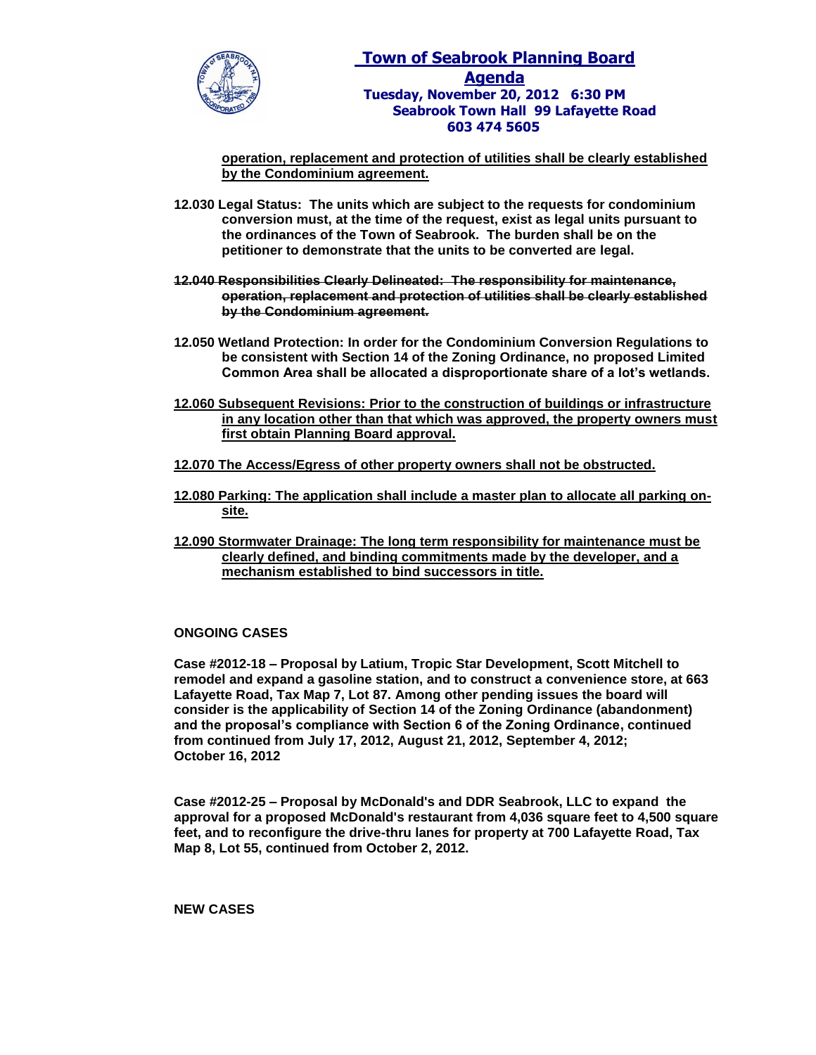**<u>operation, replacement and protection of utilities shall be clearly established by the Condominium agreement.</u>**

**12.030 Legal Status: The units which are subject to the requests for condominium conversion must, at the time of the request, exist as legal units pursuant to the ordinances of the Town of Seabrook. The burden shall be on the petitioner to demonstrate that the units to be converted are legal.**

**~~12.040 Responsibilities Clearly Delineated: The responsibility for maintenance, operation, replacement and protection of utilities shall be clearly established by the Condominium agreement.~~**

**12.050 Wetland Protection: In order for the Condominium Conversion Regulations to be consistent with Section 14 of the Zoning Ordinance, no proposed Limited Common Area shall be allocated a disproportionate share of a lot's wetlands.**

**<u>12.060 Subsequent Revisions: Prior to the construction of buildings or infrastructure in any location other than that which was approved, the property owners must first obtain Planning Board approval.</u>**

**<u>12.070 The Access/Egress of other property owners shall not be obstructed.</u>**

**<u>12.080 Parking: The application shall include a master plan to allocate all parking on-site.</u>**

**<u>12.090 Stormwater Drainage: The long term responsibility for maintenance must be clearly defined, and binding commitments made by the developer, and a mechanism established to bind successors in title.</u>**

**ONGOING CASES**

**Case #2012-18 – Proposal by Latium, Tropic Star Development, Scott Mitchell to remodel and expand a gasoline station, and to construct a convenience store, at 663 Lafayette Road, Tax Map 7, Lot 87. Among other pending issues the board will consider is the applicability of Section 14 of the Zoning Ordinance (abandonment) and the proposal's compliance with Section 6 of the Zoning Ordinance, continued from continued from July 17, 2012, August 21, 2012, September 4, 2012; October 16, 2012**

**Case #2012-25 – Proposal by McDonald's and DDR Seabrook, LLC to expand the approval for a proposed McDonald's restaurant from 4,036 square feet to 4,500 square feet, and to reconfigure the drive-thru lanes for property at 700 Lafayette Road, Tax Map 8, Lot 55, continued from October 2, 2012.**

**NEW CASES**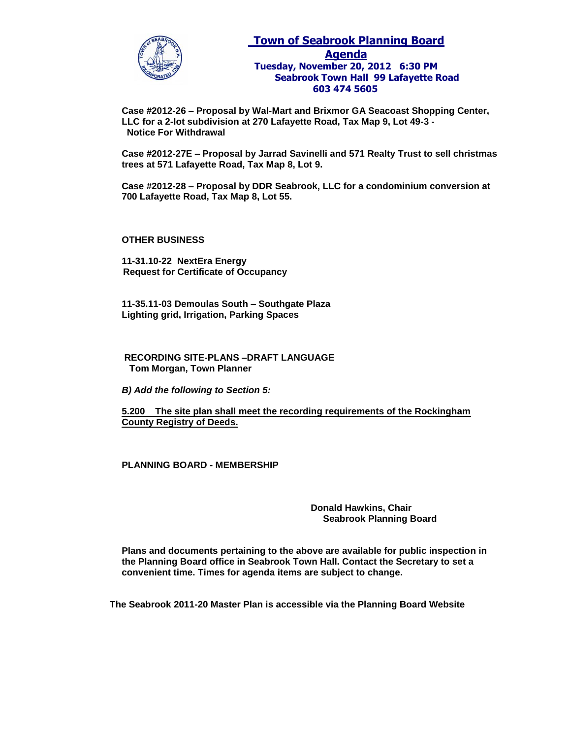# Town of Seabrook Planning Board

## Agenda

**Tuesday, November 20, 2012 6:30 PM**
**Seabrook Town Hall 99 Lafayette Road**
**603 474 5605**

**Case #2012-26 – Proposal by Wal-Mart and Brixmor GA Seacoast Shopping Center, LLC for a 2-lot subdivision at 270 Lafayette Road, Tax Map 9, Lot 49-3 - Notice For Withdrawal**

**Case #2012-27E – Proposal by Jarrad Savinelli and 571 Realty Trust to sell christmas trees at 571 Lafayette Road, Tax Map 8, Lot 9.**

**Case #2012-28 – Proposal by DDR Seabrook, LLC for a condominium conversion at 700 Lafayette Road, Tax Map 8, Lot 55.**

**OTHER BUSINESS**

**11-31.10-22 NextEra Energy**
**Request for Certificate of Occupancy**

**11-35.11-03 Demoulas South – Southgate Plaza**
**Lighting grid, Irrigation, Parking Spaces**

**RECORDING SITE-PLANS –DRAFT LANGUAGE**
**Tom Morgan, Town Planner**

***B) Add the following to Section 5:***

**<u>5.200 The site plan shall meet the recording requirements of the Rockingham County Registry of Deeds.</u>**

**PLANNING BOARD - MEMBERSHIP**

**Donald Hawkins, Chair**
**Seabrook Planning Board**

**Plans and documents pertaining to the above are available for public inspection in the Planning Board office in Seabrook Town Hall. Contact the Secretary to set a convenient time. Times for agenda items are subject to change.**

**The Seabrook 2011-20 Master Plan is accessible via the Planning Board Website**